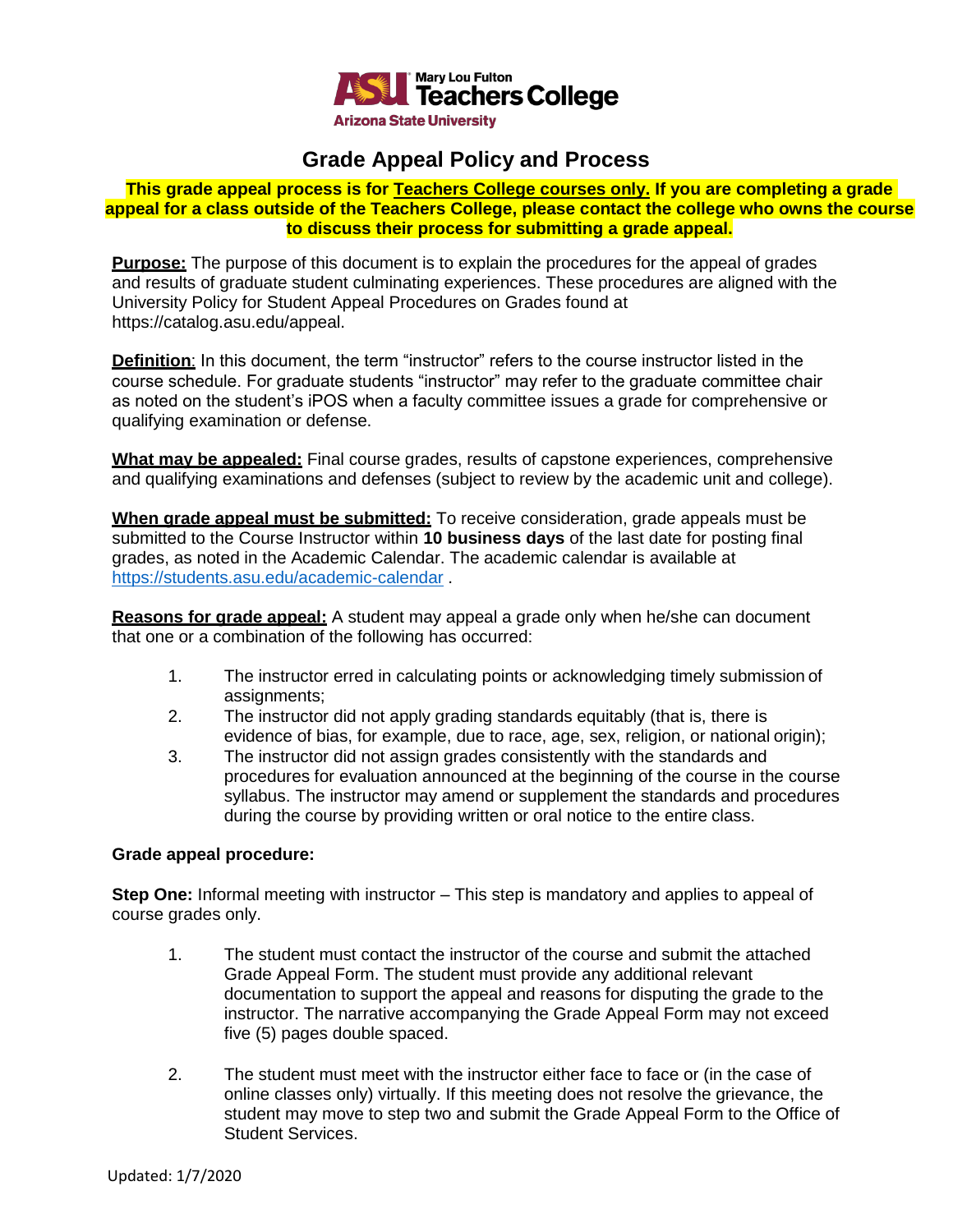Mary Lou Fulton Teachers College
Arizona State University

# Grade Appeal Policy and Process

**This grade appeal process is for Teachers College courses only. If you are completing a grade appeal for a class outside of the Teachers College, please contact the college who owns the course to discuss their process for submitting a grade appeal.**

**Purpose:** The purpose of this document is to explain the procedures for the appeal of grades and results of graduate student culminating experiences. These procedures are aligned with the University Policy for Student Appeal Procedures on Grades found at https://catalog.asu.edu/appeal.

**Definition**: In this document, the term "instructor" refers to the course instructor listed in the course schedule. For graduate students "instructor" may refer to the graduate committee chair as noted on the student's iPOS when a faculty committee issues a grade for comprehensive or qualifying examination or defense.

**What may be appealed:** Final course grades, results of capstone experiences, comprehensive and qualifying examinations and defenses (subject to review by the academic unit and college).

**When grade appeal must be submitted:** To receive consideration, grade appeals must be submitted to the Course Instructor within **10 business days** of the last date for posting final grades, as noted in the Academic Calendar. The academic calendar is available at https://students.asu.edu/academic-calendar .

**Reasons for grade appeal:** A student may appeal a grade only when he/she can document that one or a combination of the following has occurred:

1. The instructor erred in calculating points or acknowledging timely submission of assignments;
2. The instructor did not apply grading standards equitably (that is, there is evidence of bias, for example, due to race, age, sex, religion, or national origin);
3. The instructor did not assign grades consistently with the standards and procedures for evaluation announced at the beginning of the course in the course syllabus. The instructor may amend or supplement the standards and procedures during the course by providing written or oral notice to the entire class.

**Grade appeal procedure:**

**Step One:** Informal meeting with instructor – This step is mandatory and applies to appeal of course grades only.

1. The student must contact the instructor of the course and submit the attached Grade Appeal Form. The student must provide any additional relevant documentation to support the appeal and reasons for disputing the grade to the instructor. The narrative accompanying the Grade Appeal Form may not exceed five (5) pages double spaced.

2. The student must meet with the instructor either face to face or (in the case of online classes only) virtually. If this meeting does not resolve the grievance, the student may move to step two and submit the Grade Appeal Form to the Office of Student Services.

Updated: 1/7/2020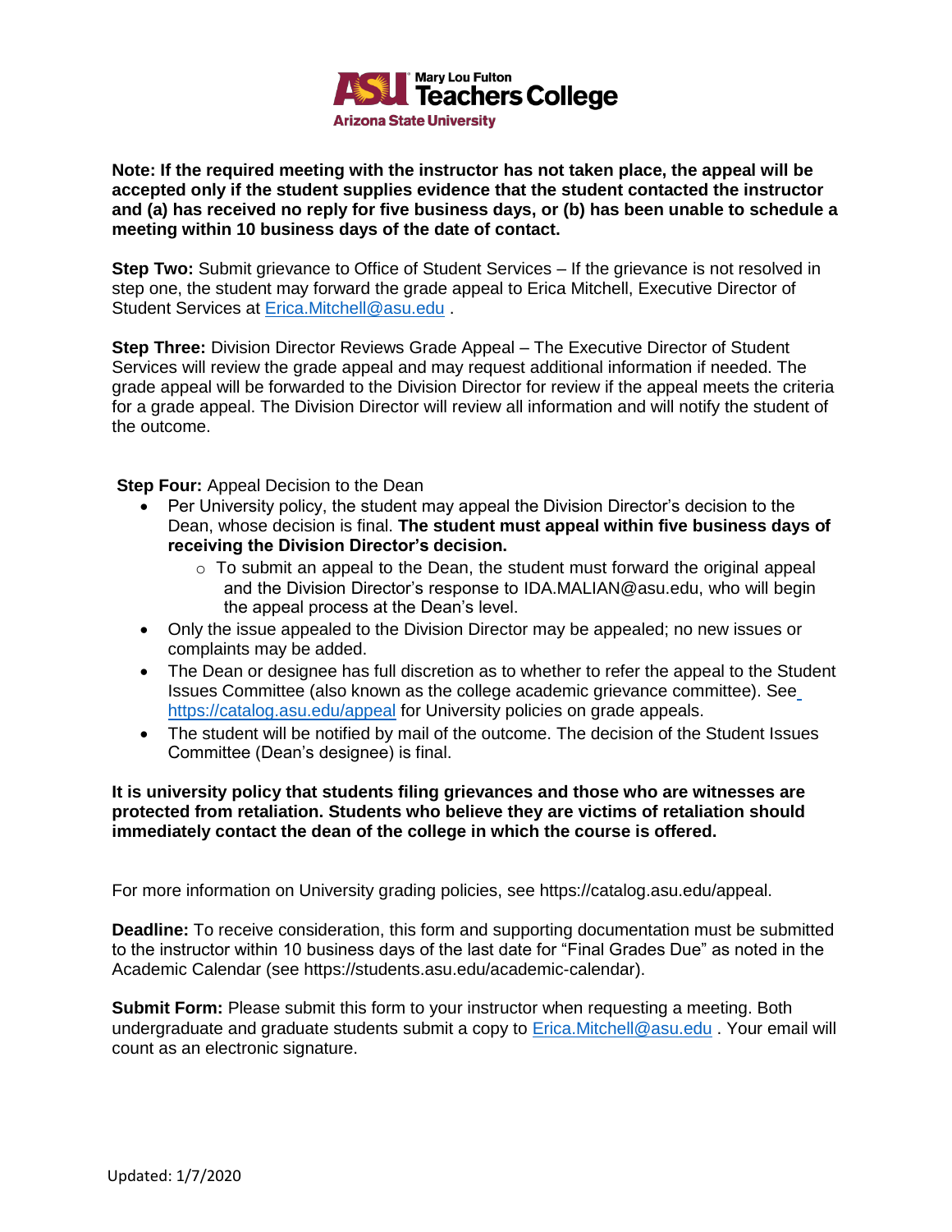**Note: If the required meeting with the instructor has not taken place, the appeal will be accepted only if the student supplies evidence that the student contacted the instructor and (a) has received no reply for five business days, or (b) has been unable to schedule a meeting within 10 business days of the date of contact.**

**Step Two:** Submit grievance to Office of Student Services – If the grievance is not resolved in step one, the student may forward the grade appeal to Erica Mitchell, Executive Director of Student Services at [Erica.Mitchell@asu.edu](mailto:Erica.Mitchell@asu.edu) .

**Step Three:** Division Director Reviews Grade Appeal – The Executive Director of Student Services will review the grade appeal and may request additional information if needed. The grade appeal will be forwarded to the Division Director for review if the appeal meets the criteria for a grade appeal. The Division Director will review all information and will notify the student of the outcome.

**Step Four:** Appeal Decision to the Dean

- Per University policy, the student may appeal the Division Director's decision to the Dean, whose decision is final. **The student must appeal within five business days of receiving the Division Director's decision.**
  - To submit an appeal to the Dean, the student must forward the original appeal and the Division Director's response to IDA.MALIAN@asu.edu, who will begin the appeal process at the Dean's level.
- Only the issue appealed to the Division Director may be appealed; no new issues or complaints may be added.
- The Dean or designee has full discretion as to whether to refer the appeal to the Student Issues Committee (also known as the college academic grievance committee). See [https://catalog.asu.edu/appeal](https://catalog.asu.edu/appeal) for University policies on grade appeals.
- The student will be notified by mail of the outcome. The decision of the Student Issues Committee (Dean's designee) is final.

**It is university policy that students filing grievances and those who are witnesses are protected from retaliation. Students who believe they are victims of retaliation should immediately contact the dean of the college in which the course is offered.**

For more information on University grading policies, see https://catalog.asu.edu/appeal.

**Deadline:** To receive consideration, this form and supporting documentation must be submitted to the instructor within 10 business days of the last date for "Final Grades Due" as noted in the Academic Calendar (see https://students.asu.edu/academic-calendar).

**Submit Form:** Please submit this form to your instructor when requesting a meeting. Both undergraduate and graduate students submit a copy to [Erica.Mitchell@asu.edu](mailto:Erica.Mitchell@asu.edu) . Your email will count as an electronic signature.

Updated: 1/7/2020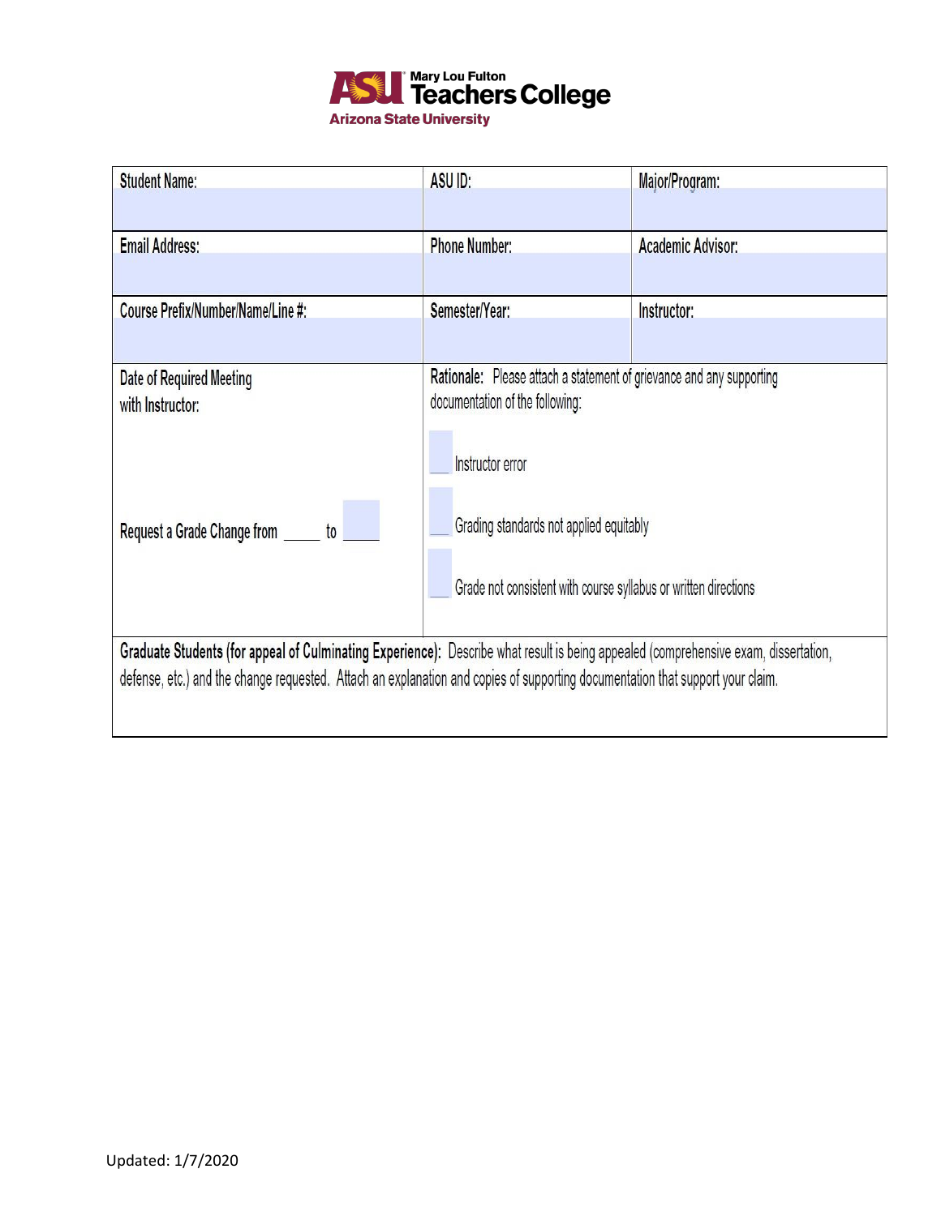Mary Lou Fulton Teachers College
Arizona State University

| | | |
|---|---|---|
| Student Name: | ASU ID: | Major/Program: |
| Email Address: | Phone Number: | Academic Advisor: |
| Course Prefix/Number/Name/Line #: | Semester/Year: | Instructor: |
| Date of Required Meeting with Instructor:<br><br>Request a Grade Change from _____ to _____ | **Rationale:** Please attach a statement of grievance and any supporting documentation of the following:<br><br>___ Instructor error<br><br>___ Grading standards not applied equitably<br><br>___ Grade not consistent with course syllabus or written directions | |
| **Graduate Students (for appeal of Culminating Experience):** Describe what result is being appealed (comprehensive exam, dissertation, defense, etc.) and the change requested. Attach an explanation and copies of supporting documentation that support your claim. | | |

Updated: 1/7/2020